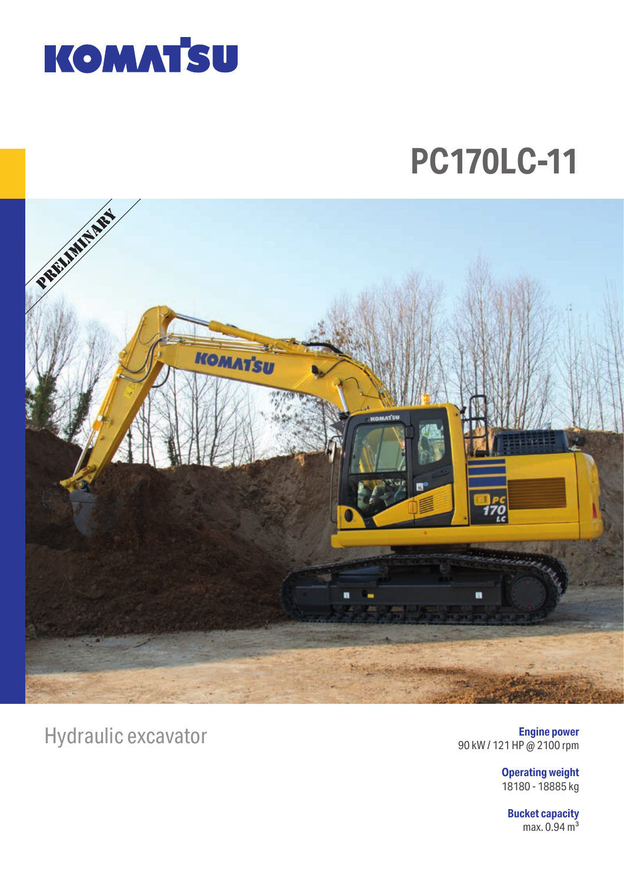KOMATSU

# PC170LC-11

PRELIMINARY

## Hydraulic excavator

**Engine power**
90 kW / 121 HP @ 2100 rpm

**Operating weight**
18180 - 18885 kg

**Bucket capacity**
max. 0.94 $m^3$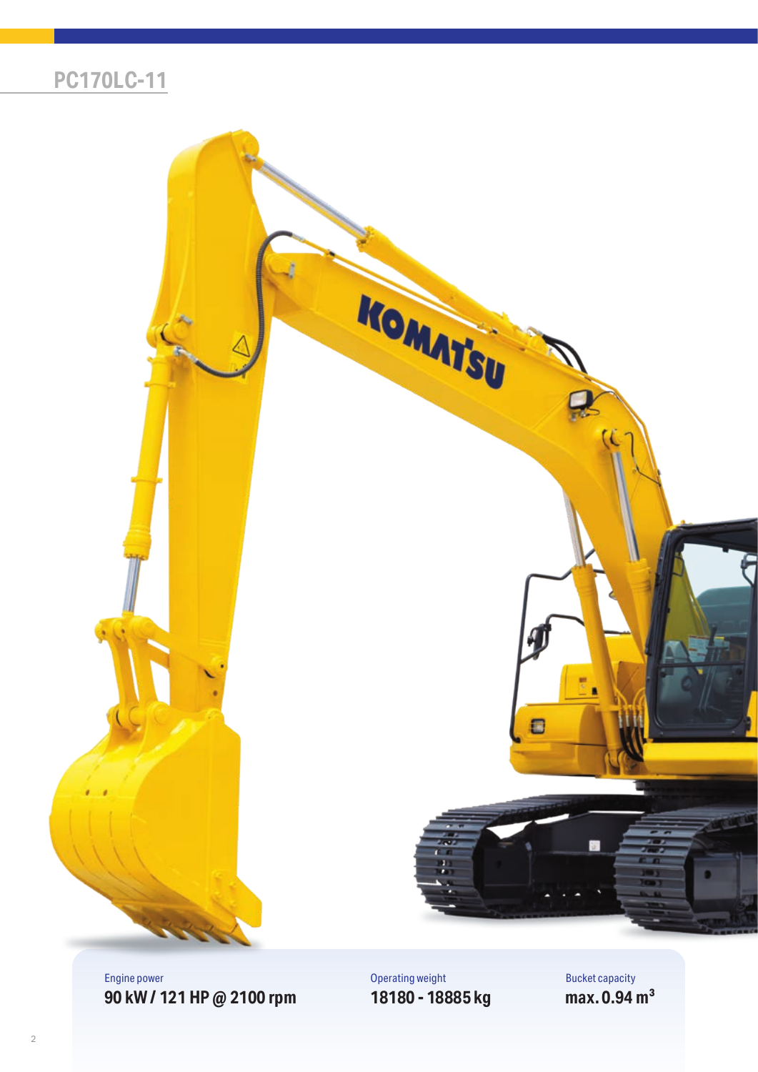# PC170LC-11

| Engine power | Operating weight | Bucket capacity |
| --- | --- | --- |
| **90 kW / 121 HP @ 2100 rpm** | **18180 - 18885 kg** | **max. 0.94 $m^3$** |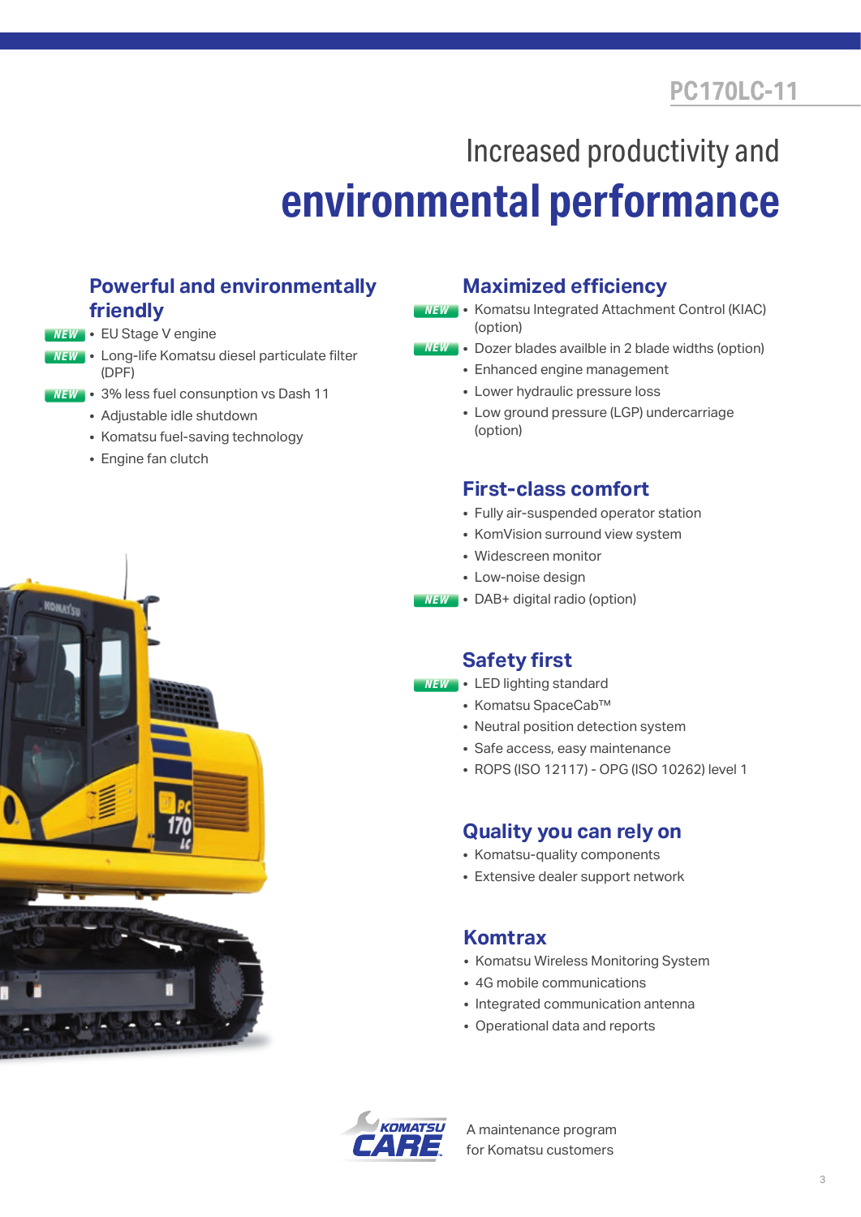# Increased productivity and **environmental performance**

## Powerful and environmentally friendly

- NEW • EU Stage V engine
- NEW • Long-life Komatsu diesel particulate filter (DPF)
- NEW • 3% less fuel consunption vs Dash 11
- Adjustable idle shutdown
- Komatsu fuel-saving technology
- Engine fan clutch

## Maximized efficiency

- NEW • Komatsu Integrated Attachment Control (KIAC) (option)
- NEW • Dozer blades availble in 2 blade widths (option)
- Enhanced engine management
- Lower hydraulic pressure loss
- Low ground pressure (LGP) undercarriage (option)

## First-class comfort

- Fully air-suspended operator station
- KomVision surround view system
- Widescreen monitor
- Low-noise design
- NEW • DAB+ digital radio (option)

## Safety first

- NEW • LED lighting standard
- Komatsu SpaceCab™
- Neutral position detection system
- Safe access, easy maintenance
- ROPS (ISO 12117) - OPG (ISO 10262) level 1

## Quality you can rely on

- Komatsu-quality components
- Extensive dealer support network

## Komtrax

- Komatsu Wireless Monitoring System
- 4G mobile communications
- Integrated communication antenna
- Operational data and reports

KOMATSU CARE — A maintenance program for Komatsu customers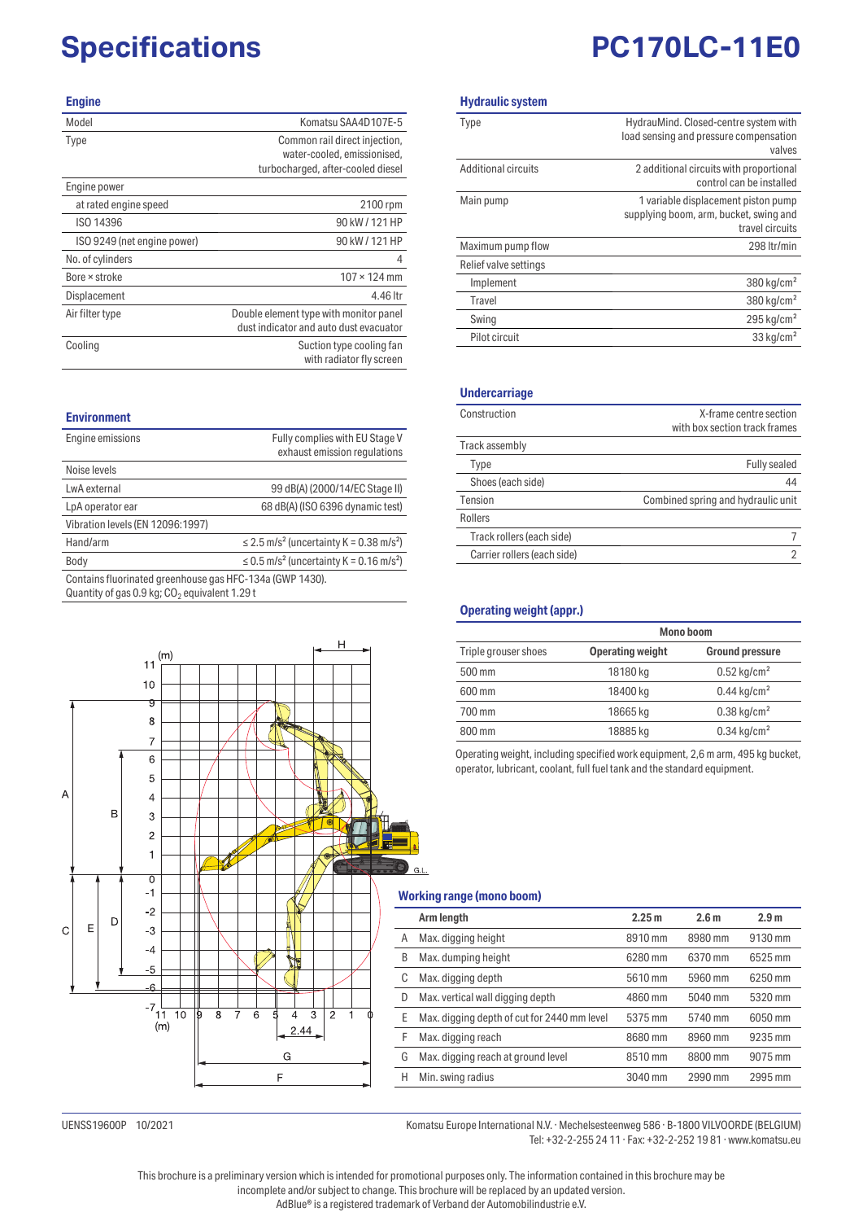# Specifications

# PC170LC-11E0

## Engine

| | |
|---|---|
| Model | Komatsu SAA4D107E-5 |
| Type | Common rail direct injection, water-cooled, emissionised, turbocharged, after-cooled diesel |
| Engine power | |
| at rated engine speed | 2100 rpm |
| ISO 14396 | 90 kW / 121 HP |
| ISO 9249 (net engine power) | 90 kW / 121 HP |
| No. of cylinders | 4 |
| Bore × stroke | 107 × 124 mm |
| Displacement | 4.46 ltr |
| Air filter type | Double element type with monitor panel dust indicator and auto dust evacuator |
| Cooling | Suction type cooling fan with radiator fly screen |

## Environment

| | |
|---|---|
| Engine emissions | Fully complies with EU Stage V exhaust emission regulations |
| Noise levels | |
| LwA external | 99 dB(A) (2000/14/EC Stage II) |
| LpA operator ear | 68 dB(A) (ISO 6396 dynamic test) |
| Vibration levels (EN 12096:1997) | |
| Hand/arm | ≤ 2.5 m/s² (uncertainty K = 0.38 m/s²) |
| Body | ≤ 0.5 m/s² (uncertainty K = 0.16 m/s²) |

Contains fluorinated greenhouse gas HFC-134a (GWP 1430). Quantity of gas 0.9 kg; $CO_2$ equivalent 1.29 t

## Hydraulic system

| | |
|---|---|
| Type | HydrauMind. Closed-centre system with load sensing and pressure compensation valves |
| Additional circuits | 2 additional circuits with proportional control can be installed |
| Main pump | 1 variable displacement piston pump supplying boom, arm, bucket, swing and travel circuits |
| Maximum pump flow | 298 ltr/min |
| Relief valve settings | |
| Implement | 380 kg/cm² |
| Travel | 380 kg/cm² |
| Swing | 295 kg/cm² |
| Pilot circuit | 33 kg/cm² |

## Undercarriage

| | |
|---|---|
| Construction | X-frame centre section with box section track frames |
| Track assembly | |
| Type | Fully sealed |
| Shoes (each side) | 44 |
| Tension | Combined spring and hydraulic unit |
| Rollers | |
| Track rollers (each side) | 7 |
| Carrier rollers (each side) | 2 |

## Operating weight (appr.)

| | Mono boom | |
|---|---|---|
| Triple grouser shoes | Operating weight | Ground pressure |
| 500 mm | 18180 kg | 0.52 kg/cm² |
| 600 mm | 18400 kg | 0.44 kg/cm² |
| 700 mm | 18665 kg | 0.38 kg/cm² |
| 800 mm | 18885 kg | 0.34 kg/cm² |

Operating weight, including specified work equipment, 2,6 m arm, 495 kg bucket, operator, lubricant, coolant, full fuel tank and the standard equipment.

(m)
H
A B C D E
G.L.
2.44
G
F

## Working range (mono boom)

| | Arm length | 2.25 m | 2.6 m | 2.9 m |
|---|---|---|---|---|
| A | Max. digging height | 8910 mm | 8980 mm | 9130 mm |
| B | Max. dumping height | 6280 mm | 6370 mm | 6525 mm |
| C | Max. digging depth | 5610 mm | 5960 mm | 6250 mm |
| D | Max. vertical wall digging depth | 4860 mm | 5040 mm | 5320 mm |
| E | Max. digging depth of cut for 2440 mm level | 5375 mm | 5740 mm | 6050 mm |
| F | Max. digging reach | 8680 mm | 8960 mm | 9235 mm |
| G | Max. digging reach at ground level | 8510 mm | 8800 mm | 9075 mm |
| H | Min. swing radius | 3040 mm | 2990 mm | 2995 mm |

UENSS19600P 10/2021

Komatsu Europe International N.V. · Mechelsesteenweg 586 · B-1800 VILVOORDE (BELGIUM)
Tel: +32-2-255 24 11 · Fax: +32-2-252 19 81 · www.komatsu.eu

This brochure is a preliminary version which is intended for promotional purposes only. The information contained in this brochure may be incomplete and/or subject to change. This brochure will be replaced by an updated version.
AdBlue® is a registered trademark of Verband der Automobilindustrie e.V.